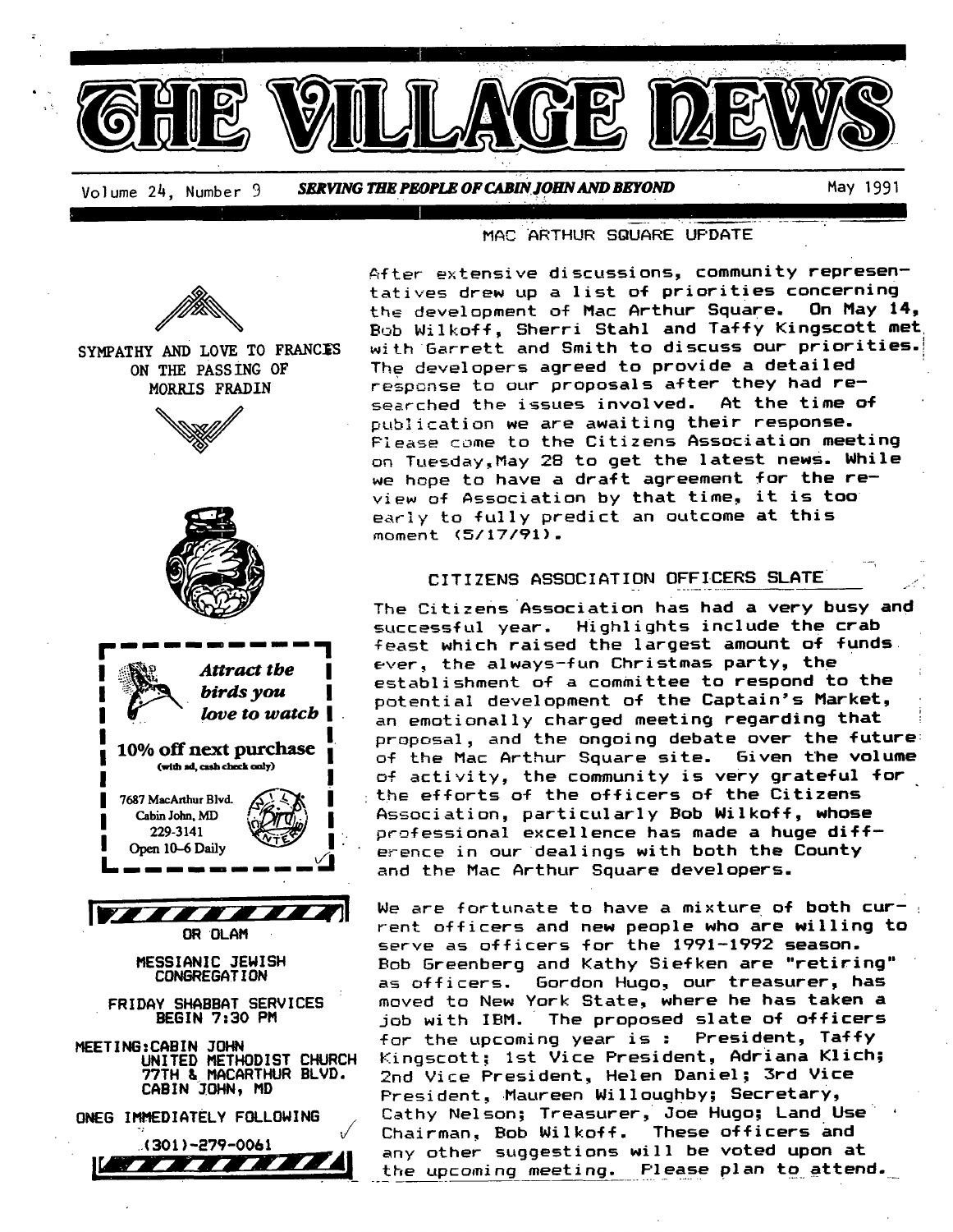# THE VILLAGE NEWS

Volume 24, Number 9 — ***SERVING THE PEOPLE OF CABIN JOHN AND BEYOND*** — May 1991

SYMPATHY AND LOVE TO FRANCES ON THE PASSING OF MORRIS FRADIN

***Attract the birds you love to watch***

**10% off next purchase**
(with ad, cash check only)

7687 MacArthur Blvd.
Cabin John, MD
229-3141
Open 10–6 Daily

OR OLAM

MESSIANIC JEWISH CONGREGATION

FRIDAY SHABBAT SERVICES BEGIN 7:30 PM

MEETING: CABIN JOHN UNITED METHODIST CHURCH
77TH & MACARTHUR BLVD.
CABIN JOHN, MD

ONEG IMMEDIATELY FOLLOWING

(301)-279-0061

## MAC ARTHUR SQUARE UPDATE

After extensive discussions, community representatives drew up a list of priorities concerning the development of Mac Arthur Square. On May 14, Bob Wilkoff, Sherri Stahl and Taffy Kingscott met with Garrett and Smith to discuss our priorities. The developers agreed to provide a detailed response to our proposals after they had researched the issues involved. At the time of publication we are awaiting their response. Please come to the Citizens Association meeting on Tuesday, May 28 to get the latest news. While we hope to have a draft agreement for the review of Association by that time, it is too early to fully predict an outcome at this moment (5/17/91).

## CITIZENS ASSOCIATION OFFICERS SLATE

The Citizens Association has had a very busy and successful year. Highlights include the crab feast which raised the largest amount of funds ever, the always-fun Christmas party, the establishment of a committee to respond to the potential development of the Captain's Market, an emotionally charged meeting regarding that proposal, and the ongoing debate over the future of the Mac Arthur Square site. Given the volume of activity, the community is very grateful for the efforts of the officers of the Citizens Association, particularly Bob Wilkoff, whose professional excellence has made a huge difference in our dealings with both the County and the Mac Arthur Square developers.

We are fortunate to have a mixture of both current officers and new people who are willing to serve as officers for the 1991-1992 season. Bob Greenberg and Kathy Siefken are "retiring" as officers. Gordon Hugo, our treasurer, has moved to New York State, where he has taken a job with IBM. The proposed slate of officers for the upcoming year is : President, Taffy Kingscott; 1st Vice President, Adriana Klich; 2nd Vice President, Helen Daniel; 3rd Vice President, Maureen Willoughby; Secretary, Cathy Nelson; Treasurer, Joe Hugo; Land Use Chairman, Bob Wilkoff. These officers and any other suggestions will be voted upon at the upcoming meeting. Please plan to attend.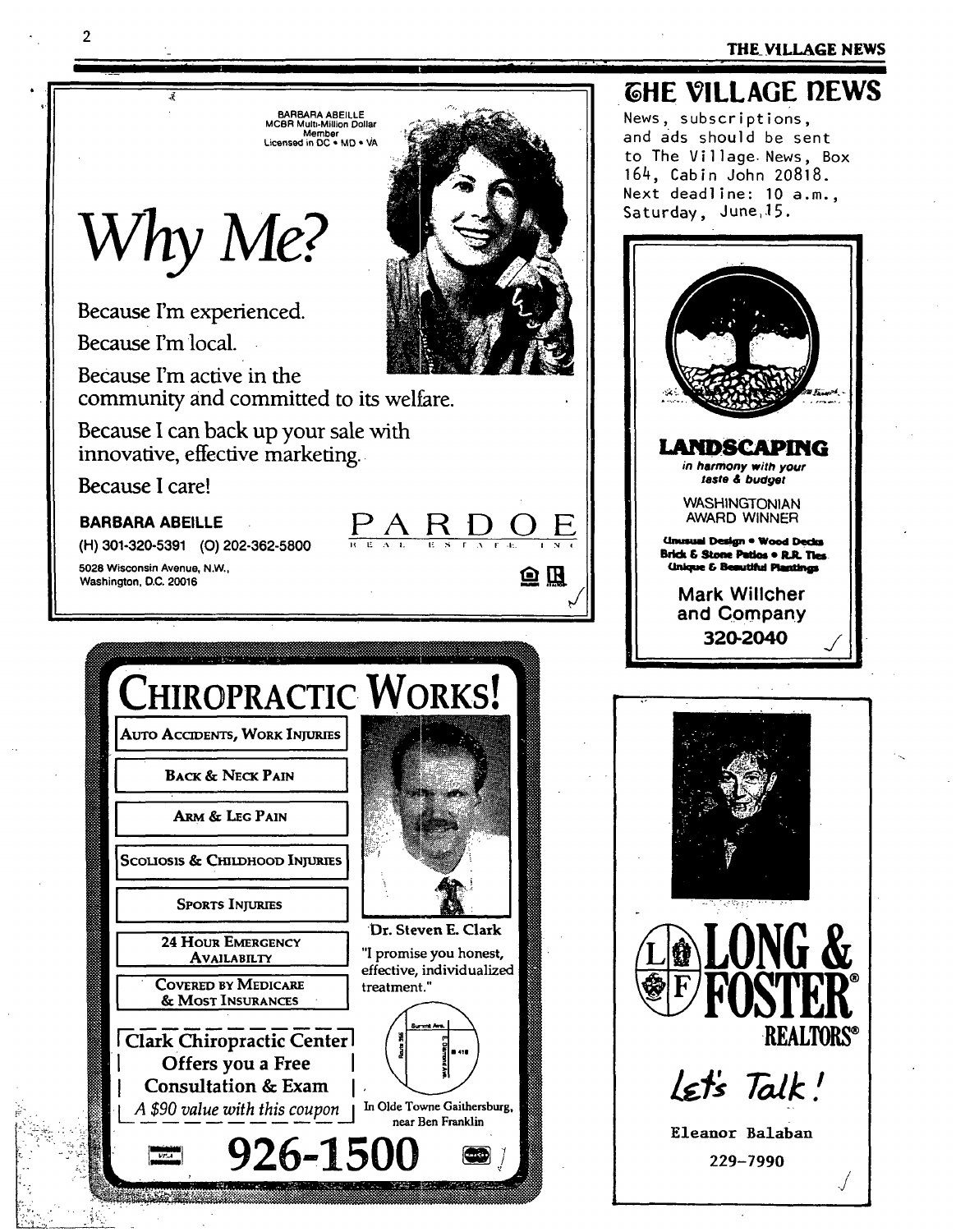# THE VILLAGE NEWS

News, subscriptions, and ads should be sent to The Village News, Box 164, Cabin John 20818. Next deadline: 10 a.m., Saturday, June 15.

BARBARA ABEILLE
MCBR Multi-Million Dollar Member
Licensed in DC • MD • VA

## Why Me?

Because I'm experienced.

Because I'm local.

Because I'm active in the community and committed to its welfare.

Because I can back up your sale with innovative, effective marketing.

Because I care!

**BARBARA ABEILLE**
(H) 301-320-5391 (O) 202-362-5800
5028 Wisconsin Avenue, N.W.,
Washington, D.C. 20016

PARDOE REAL ESTATE INC

**LANDSCAPING**
*in harmony with your taste & budget*

WASHINGTONIAN AWARD WINNER

Unusual Design • Wood Decks
Brick & Stone Patios • R.R. Ties
Unique & Beautiful Plantings

Mark Willcher and Company
320-2040

## CHIROPRACTIC WORKS!

- AUTO ACCIDENTS, WORK INJURIES
- BACK & NECK PAIN
- ARM & LEG PAIN
- SCOLIOSIS & CHILDHOOD INJURIES
- SPORTS INJURIES
- 24 HOUR EMERGENCY AVAILABILTY
- COVERED BY MEDICARE & MOST INSURANCES

Dr. Steven E. Clark
"I promise you honest, effective, individualized treatment."

Clark Chiropractic Center
Offers you a Free
Consultation & Exam
*A $90 value with this coupon*

In Olde Towne Gaithersburg, near Ben Franklin

**926-1500**

**LONG & FOSTER REALTORS®**

*Let's Talk!*

Eleanor Balaban
229-7990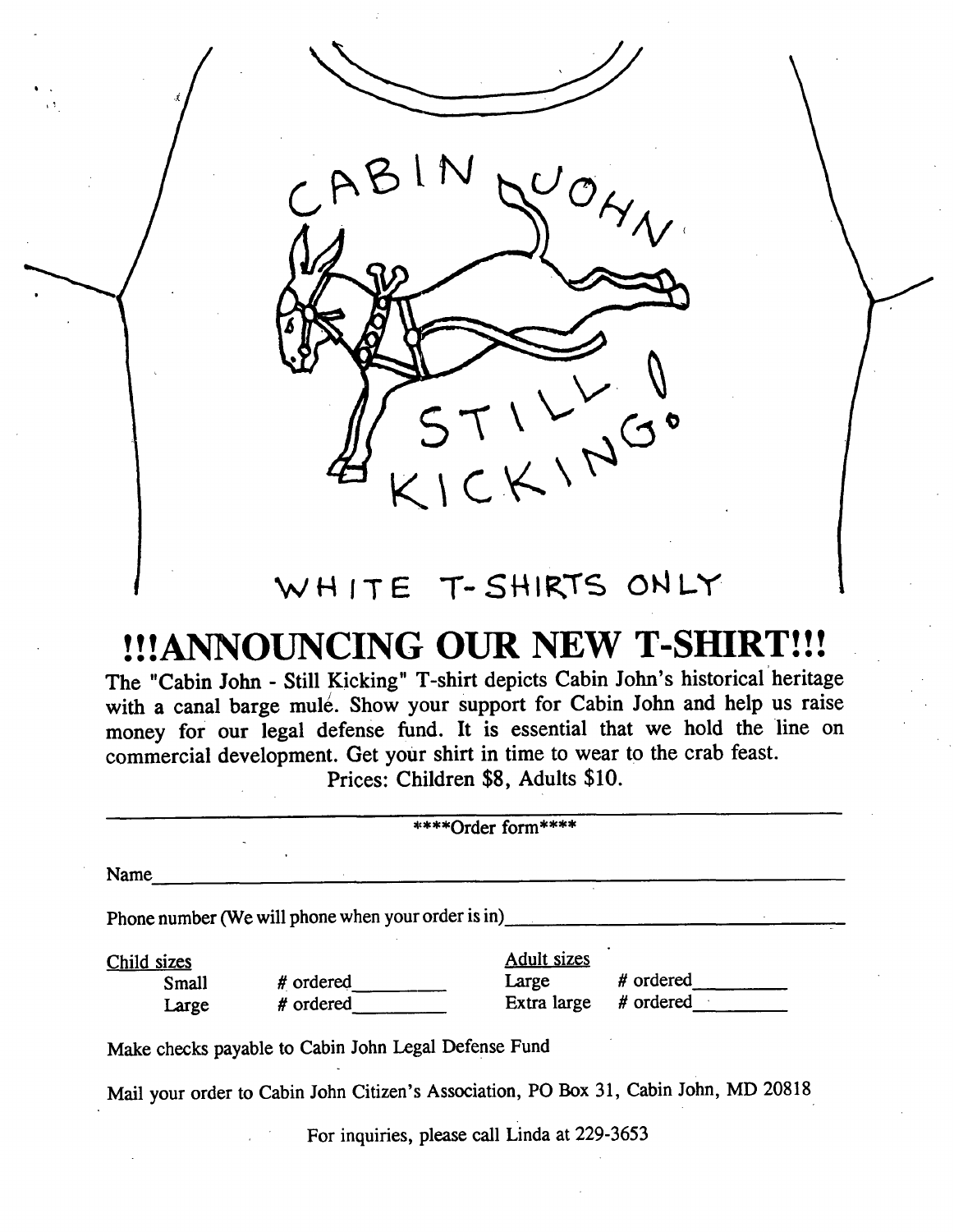CABIN JOHN

STILL KICKING!

WHITE T-SHIRTS ONLY

# !!!ANNOUNCING OUR NEW T-SHIRT!!!

The "Cabin John - Still Kicking" T-shirt depicts Cabin John's historical heritage with a canal barge mule. Show your support for Cabin John and help us raise money for our legal defense fund. It is essential that we hold the line on commercial development. Get your shirt in time to wear to the crab feast.

Prices: Children $8, Adults $10.

---

****Order form****

Name________________________________________________

Phone number (We will phone when your order is in)______________________________

| Child sizes | | Adult sizes | |
|---|---|---|---|
| Small | # ordered________ | Large | # ordered________ |
| Large | # ordered________ | Extra large | # ordered________ |

Make checks payable to Cabin John Legal Defense Fund

Mail your order to Cabin John Citizen's Association, PO Box 31, Cabin John, MD 20818

For inquiries, please call Linda at 229-3653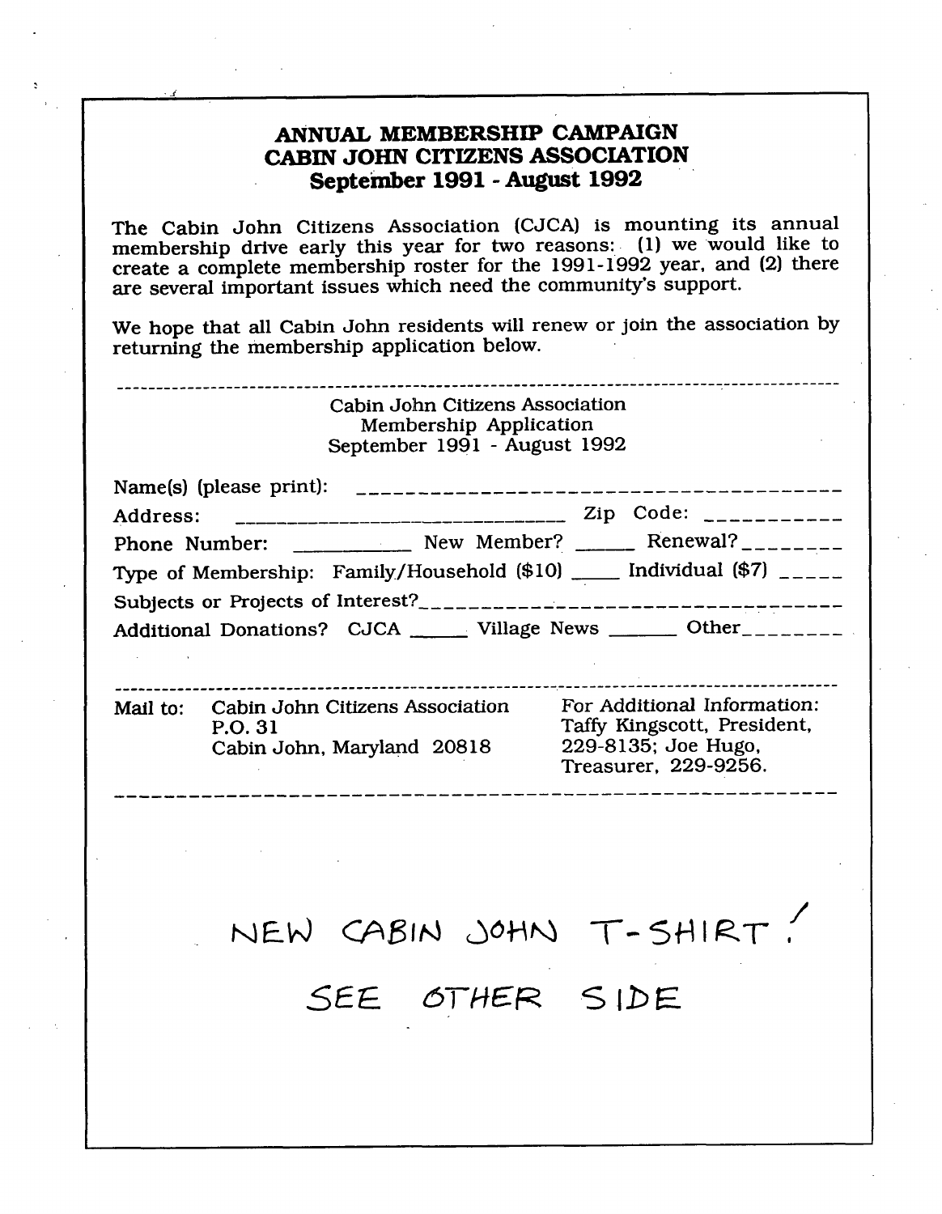# ANNUAL MEMBERSHIP CAMPAIGN
# CABIN JOHN CITIZENS ASSOCIATION
## September 1991 - August 1992

The Cabin John Citizens Association (CJCA) is mounting its annual membership drive early this year for two reasons: (1) we would like to create a complete membership roster for the 1991-1992 year, and (2) there are several important issues which need the community's support.

We hope that all Cabin John residents will renew or join the association by returning the membership application below.

---

Cabin John Citizens Association
Membership Application
September 1991 - August 1992

Name(s) (please print): ________________________________________

Address: ______________________________ Zip Code: ___________

Phone Number: __________ New Member? _____ Renewal? ________

Type of Membership: Family/Household ($10) _____ Individual ($7) _____

Subjects or Projects of Interest? ________________________________________

Additional Donations? CJCA _____ Village News ______ Other ________

---

Mail to: Cabin John Citizens Association
P.O. 31
Cabin John, Maryland 20818

For Additional Information:
Taffy Kingscott, President, 229-8135; Joe Hugo, Treasurer, 229-9256.

---

NEW CABIN JOHN T-SHIRT!

SEE OTHER SIDE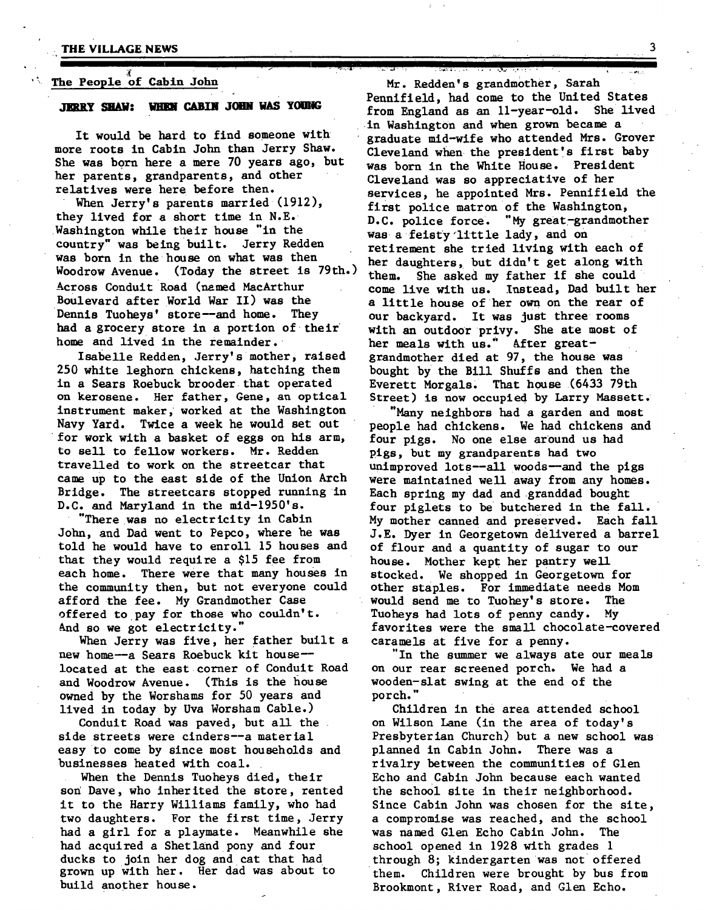## The People of Cabin John

### JERRY SHAW: WHEN CABIN JOHN WAS YOUNG

It would be hard to find someone with more roots in Cabin John than Jerry Shaw. She was born here a mere 70 years ago, but her parents, grandparents, and other relatives were here before then.

When Jerry's parents married (1912), they lived for a short time in N.E. Washington while their house "in the country" was being built. Jerry Redden was born in the house on what was then Woodrow Avenue. (Today the street is 79th.) Across Conduit Road (named MacArthur Boulevard after World War II) was the Dennis Tuoheys' store--and home. They had a grocery store in a portion of their home and lived in the remainder.

Isabelle Redden, Jerry's mother, raised 250 white leghorn chickens, hatching them in a Sears Roebuck brooder that operated on kerosene. Her father, Gene, an optical instrument maker, worked at the Washington Navy Yard. Twice a week he would set out for work with a basket of eggs on his arm, to sell to fellow workers. Mr. Redden travelled to work on the streetcar that came up to the east side of the Union Arch Bridge. The streetcars stopped running in D.C. and Maryland in the mid-1950's.

"There was no electricity in Cabin John, and Dad went to Pepco, where he was told he would have to enroll 15 houses and that they would require a $15 fee from each home. There were that many houses in the community then, but not everyone could afford the fee. My Grandmother Case offered to pay for those who couldn't. And so we got electricity."

When Jerry was five, her father built a new home--a Sears Roebuck kit house--located at the east corner of Conduit Road and Woodrow Avenue. (This is the house owned by the Worshams for 50 years and lived in today by Uva Worsham Cable.)

Conduit Road was paved, but all the side streets were cinders--a material easy to come by since most households and businesses heated with coal.

When the Dennis Tuoheys died, their son Dave, who inherited the store, rented it to the Harry Williams family, who had two daughters. For the first time, Jerry had a girl for a playmate. Meanwhile she had acquired a Shetland pony and four ducks to join her dog and cat that had grown up with her. Her dad was about to build another house.

Mr. Redden's grandmother, Sarah Pennifield, had come to the United States from England as an 11-year-old. She lived in Washington and when grown became a graduate mid-wife who attended Mrs. Grover Cleveland when the president's first baby was born in the White House. President Cleveland was so appreciative of her services, he appointed Mrs. Pennifield the first police matron of the Washington, D.C. police force. "My great-grandmother was a feisty little lady, and on retirement she tried living with each of her daughters, but didn't get along with them. She asked my father if she could come live with us. Instead, Dad built her a little house of her own on the rear of our backyard. It was just three rooms with an outdoor privy. She ate most of her meals with us." After great-grandmother died at 97, the house was bought by the Bill Shuffs and then the Everett Morgals. That house (6433 79th Street) is now occupied by Larry Massett.

"Many neighbors had a garden and most people had chickens. We had chickens and four pigs. No one else around us had pigs, but my grandparents had two unimproved lots--all woods--and the pigs were maintained well away from any homes. Each spring my dad and granddad bought four piglets to be butchered in the fall. My mother canned and preserved. Each fall J.E. Dyer in Georgetown delivered a barrel of flour and a quantity of sugar to our house. Mother kept her pantry well stocked. We shopped in Georgetown for other staples. For immediate needs Mom would send me to Tuohey's store. The Tuoheys had lots of penny candy. My favorites were the small chocolate-covered caramels at five for a penny.

"In the summer we always ate our meals on our rear screened porch. We had a wooden-slat swing at the end of the porch."

Children in the area attended school on Wilson Lane (in the area of today's Presbyterian Church) but a new school was planned in Cabin John. There was a rivalry between the communities of Glen Echo and Cabin John because each wanted the school site in their neighborhood. Since Cabin John was chosen for the site, a compromise was reached, and the school was named Glen Echo Cabin John. The school opened in 1928 with grades 1 through 8; kindergarten was not offered them. Children were brought by bus from Brookmont, River Road, and Glen Echo.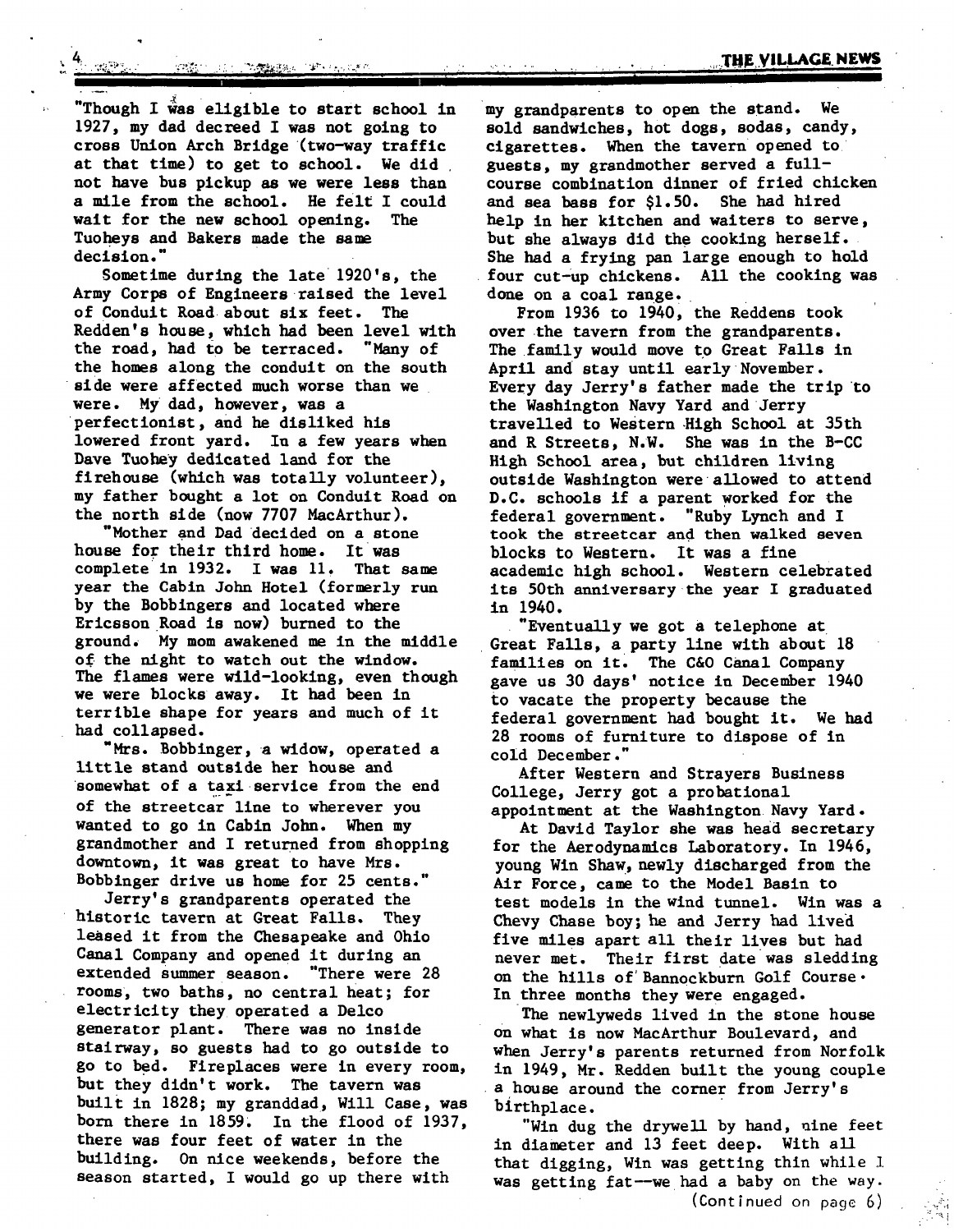"Though I was eligible to start school in 1927, my dad decreed I was not going to cross Union Arch Bridge (two-way traffic at that time) to get to school. We did not have bus pickup as we were less than a mile from the school. He felt I could wait for the new school opening. The Tuoheys and Bakers made the same decision."

Sometime during the late 1920's, the Army Corps of Engineers raised the level of Conduit Road about six feet. The Redden's house, which had been level with the road, had to be terraced. "Many of the homes along the conduit on the south side were affected much worse than we were. My dad, however, was a perfectionist, and he disliked his lowered front yard. In a few years when Dave Tuohey dedicated land for the firehouse (which was totally volunteer), my father bought a lot on Conduit Road on the north side (now 7707 MacArthur).

"Mother and Dad decided on a stone house for their third home. It was complete in 1932. I was 11. That same year the Cabin John Hotel (formerly run by the Bobbingers and located where Ericsson Road is now) burned to the ground. My mom awakened me in the middle of the night to watch out the window. The flames were wild-looking, even though we were blocks away. It had been in terrible shape for years and much of it had collapsed.

"Mrs. Bobbinger, a widow, operated a little stand outside her house and somewhat of a taxi service from the end of the streetcar line to wherever you wanted to go in Cabin John. When my grandmother and I returned from shopping downtown, it was great to have Mrs. Bobbinger drive us home for 25 cents."

Jerry's grandparents operated the historic tavern at Great Falls. They leased it from the Chesapeake and Ohio Canal Company and opened it during an extended summer season. "There were 28 rooms, two baths, no central heat; for electricity they operated a Delco generator plant. There was no inside stairway, so guests had to go outside to go to bed. Fireplaces were in every room, but they didn't work. The tavern was built in 1828; my granddad, Will Case, was born there in 1859. In the flood of 1937, there was four feet of water in the building. On nice weekends, before the season started, I would go up there with my grandparents to open the stand. We sold sandwiches, hot dogs, sodas, candy, cigarettes. When the tavern opened to guests, my grandmother served a full-course combination dinner of fried chicken and sea bass for $1.50. She had hired help in her kitchen and waiters to serve, but she always did the cooking herself. She had a frying pan large enough to hold four cut-up chickens. All the cooking was done on a coal range.

From 1936 to 1940, the Reddens took over the tavern from the grandparents. The family would move to Great Falls in April and stay until early November. Every day Jerry's father made the trip to the Washington Navy Yard and Jerry travelled to Western High School at 35th and R Streets, N.W. She was in the B-CC High School area, but children living outside Washington were allowed to attend D.C. schools if a parent worked for the federal government. "Ruby Lynch and I took the streetcar and then walked seven blocks to Western. It was a fine academic high school. Western celebrated its 50th anniversary the year I graduated in 1940.

"Eventually we got a telephone at Great Falls, a party line with about 18 families on it. The C&O Canal Company gave us 30 days' notice in December 1940 to vacate the property because the federal government had bought it. We had 28 rooms of furniture to dispose of in cold December."

After Western and Strayers Business College, Jerry got a probational appointment at the Washington Navy Yard.

At David Taylor she was head secretary for the Aerodynamics Laboratory. In 1946, young Win Shaw, newly discharged from the Air Force, came to the Model Basin to test models in the wind tunnel. Win was a Chevy Chase boy; he and Jerry had lived five miles apart all their lives but had never met. Their first date was sledding on the hills of Bannockburn Golf Course. In three months they were engaged.

The newlyweds lived in the stone house on what is now MacArthur Boulevard, and when Jerry's parents returned from Norfolk in 1949, Mr. Redden built the young couple a house around the corner from Jerry's birthplace.

"Win dug the drywell by hand, nine feet in diameter and 13 feet deep. With all that digging, Win was getting thin while I was getting fat—we had a baby on the way.

(Continued on page 6)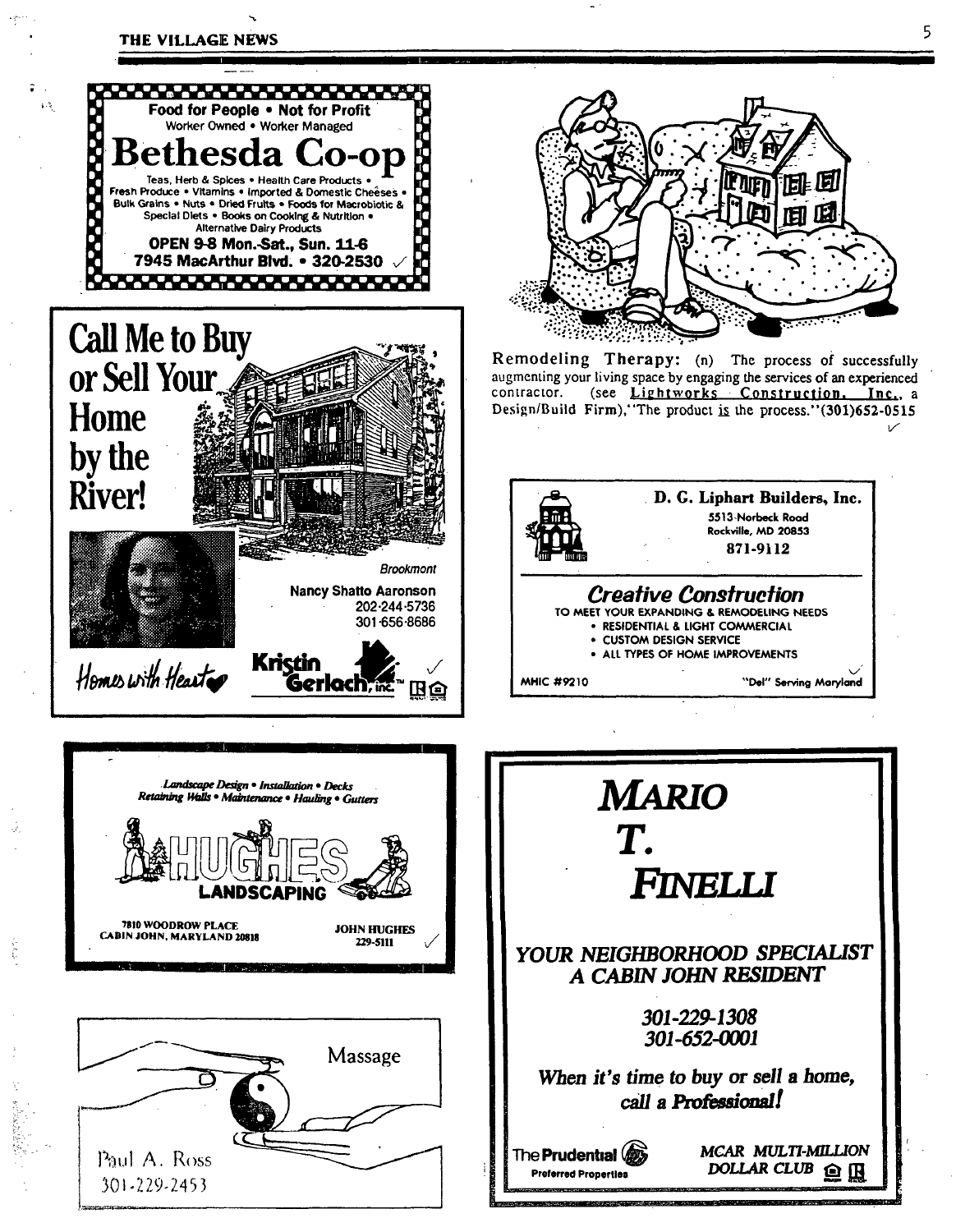Food for People • Not for Profit
Worker Owned • Worker Managed

# Bethesda Co-op

Teas, Herb & Spices • Health Care Products • Fresh Produce • Vitamins • Imported & Domestic Cheeses • Bulk Grains • Nuts • Dried Fruits • Foods for Macrobiotic & Special Diets • Books on Cooking & Nutrition • Alternative Dairy Products

**OPEN 9-8 Mon.-Sat., Sun. 11-6**
**7945 MacArthur Blvd. • 320-2530**

---

# Call Me to Buy or Sell Your Home by the River!

*Brookmont*

**Nancy Shatto Aaronson**
202·244·5736
301·656·8686

*Homes with Heart*

Kristin Gerlach, Inc.™

---

Remodeling Therapy: (n) The process of successfully augmenting your living space by engaging the services of an experienced contractor. (see Lightworks Construction, Inc., a Design/Build Firm),"The product is the process."(301)652-0515

---

**D. G. Liphart Builders, Inc.**
5513 Norbeck Road
Rockville, MD 20853
871-9112

## *Creative Construction*

TO MEET YOUR EXPANDING & REMODELING NEEDS
- RESIDENTIAL & LIGHT COMMERCIAL
- CUSTOM DESIGN SERVICE
- ALL TYPES OF HOME IMPROVEMENTS

MHIC #9210 "Del" Serving Maryland

---

*Landscape Design • Installation • Decks*
*Retaining Walls • Maintenance • Hauling • Gutters*

# HUGHES LANDSCAPING

7810 WOODROW PLACE
CABIN JOHN, MARYLAND 20818

JOHN HUGHES
229-5111

---

# *MARIO T. FINELLI*

***YOUR NEIGHBORHOOD SPECIALIST***
***A CABIN JOHN RESIDENT***

***301-229-1308***
***301-652-0001***

***When it's time to buy or sell a home, call a Professional!***

The Prudential
Preferred Properties

*MCAR MULTI-MILLION DOLLAR CLUB*

---

Massage

Paul A. Ross
301-229-2453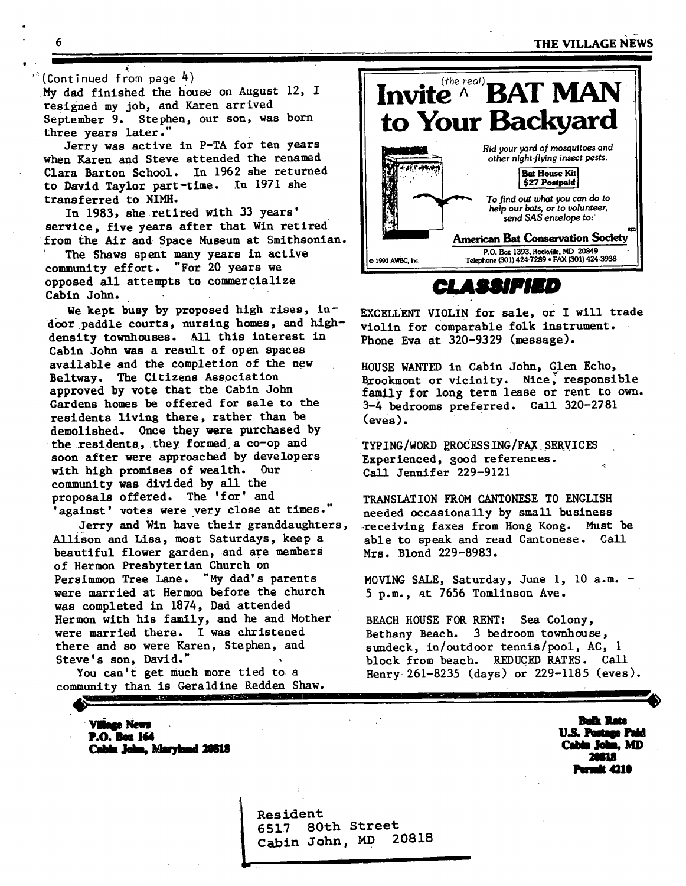(Continued from page 4)

My dad finished the house on August 12, I resigned my job, and Karen arrived September 9. Stephen, our son, was born three years later."

Jerry was active in P-TA for ten years when Karen and Steve attended the renamed Clara Barton School. In 1962 she returned to David Taylor part-time. In 1971 she transferred to NIMH.

In 1983, she retired with 33 years' service, five years after that Win retired from the Air and Space Museum at Smithsonian.

The Shaws spent many years in active community effort. "For 20 years we opposed all attempts to commercialize Cabin John.

We kept busy by proposed high rises, in-door paddle courts, nursing homes, and high-density townhouses. All this interest in Cabin John was a result of open spaces available and the completion of the new Beltway. The Citizens Association approved by vote that the Cabin John Gardens homes be offered for sale to the residents living there, rather than be demolished. Once they were purchased by the residents, they formed a co-op and soon after were approached by developers with high promises of wealth. Our community was divided by all the proposals offered. The 'for' and 'against' votes were very close at times."

Jerry and Win have their granddaughters, Allison and Lisa, most Saturdays, keep a beautiful flower garden, and are members of Hermon Presbyterian Church on Persimmon Tree Lane. "My dad's parents were married at Hermon before the church was completed in 1874, Dad attended Hermon with his family, and he and Mother were married there. I was christened there and so were Karen, Stephen, and Steve's son, David."

You can't get much more tied to a community than is Geraldine Redden Shaw.

---

# Invite (the real) BAT MAN to Your Backyard

*Rid your yard of mosquitoes and other night-flying insect pests.*

**Bat House Kit $27 Postpaid**

*To find out what you can do to help our bats, or to volunteer, send SAS envelope to:*

**American Bat Conservation Society**

P.O. Box 1393, Rockville, MD 20849
Telephone (301) 424-7289 • FAX (301) 424-3938

© 1991 AWBC, Inc.

## CLASSIFIED

EXCELLENT VIOLIN for sale, or I will trade violin for comparable folk instrument. Phone Eva at 320-9329 (message).

HOUSE WANTED in Cabin John, Glen Echo, Brookmont or vicinity. Nice, responsible family for long term lease or rent to own. 3-4 bedrooms preferred. Call 320-2781 (eves).

TYPING/WORD PROCESSING/FAX SERVICES Experienced, good references. Call Jennifer 229-9121

TRANSLATION FROM CANTONESE TO ENGLISH needed occasionally by small business receiving faxes from Hong Kong. Must be able to speak and read Cantonese. Call Mrs. Blond 229-8983.

MOVING SALE, Saturday, June 1, 10 a.m. - 5 p.m., at 7656 Tomlinson Ave.

BEACH HOUSE FOR RENT: Sea Colony, Bethany Beach. 3 bedroom townhouse, sundeck, in/outdoor tennis/pool, AC, 1 block from beach. REDUCED RATES. Call Henry 261-8235 (days) or 229-1185 (eves).

---

**Village News**
**P.O. Box 164**
**Cabin John, Maryland 20818**

**Bulk Rate**
**U.S. Postage Paid**
**Cabin John, MD**
**20818**
**Permit 4210**

Resident
6517 80th Street
Cabin John, MD 20818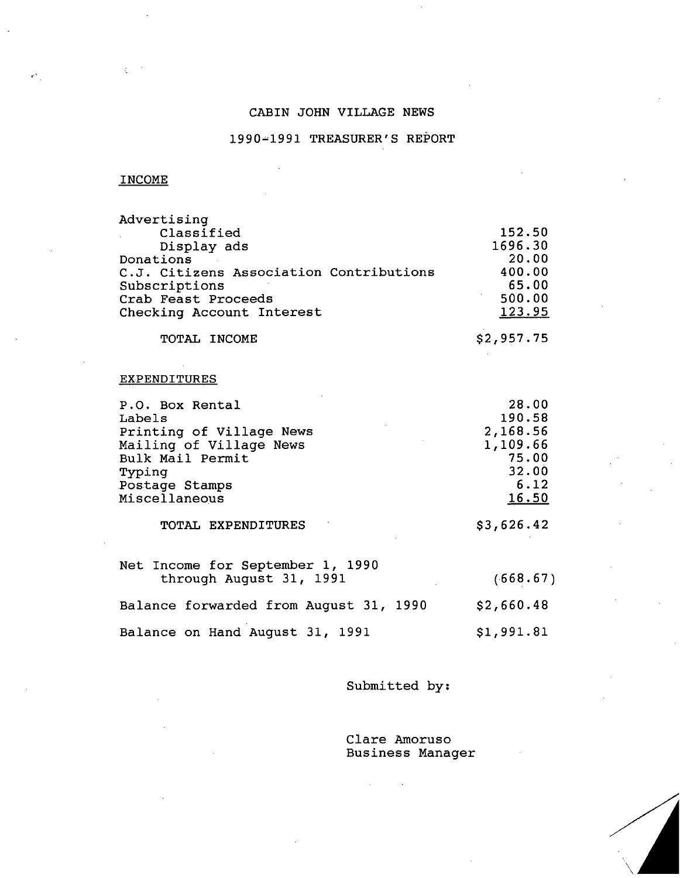# CABIN JOHN VILLAGE NEWS

## 1990-1991 TREASURER'S REPORT

### INCOME

| | |
|---|---|
| Advertising | |
| Classified | 152.50 |
| Display ads | 1696.30 |
| Donations | 20.00 |
| C.J. Citizens Association Contributions | 400.00 |
| Subscriptions | 65.00 |
| Crab Feast Proceeds | 500.00 |
| Checking Account Interest | 123.95 |
| TOTAL INCOME | $2,957.75 |

### EXPENDITURES

| | |
|---|---|
| P.O. Box Rental | 28.00 |
| Labels | 190.58 |
| Printing of Village News | 2,168.56 |
| Mailing of Village News | 1,109.66 |
| Bulk Mail Permit | 75.00 |
| Typing | 32.00 |
| Postage Stamps | 6.12 |
| Miscellaneous | 16.50 |
| TOTAL EXPENDITURES | $3,626.42 |

| | |
|---|---|
| Net Income for September 1, 1990 through August 31, 1991 | (668.67) |
| Balance forwarded from August 31, 1990 | $2,660.48 |
| Balance on Hand August 31, 1991 | $1,991.81 |

Submitted by:

Clare Amoruso
Business Manager